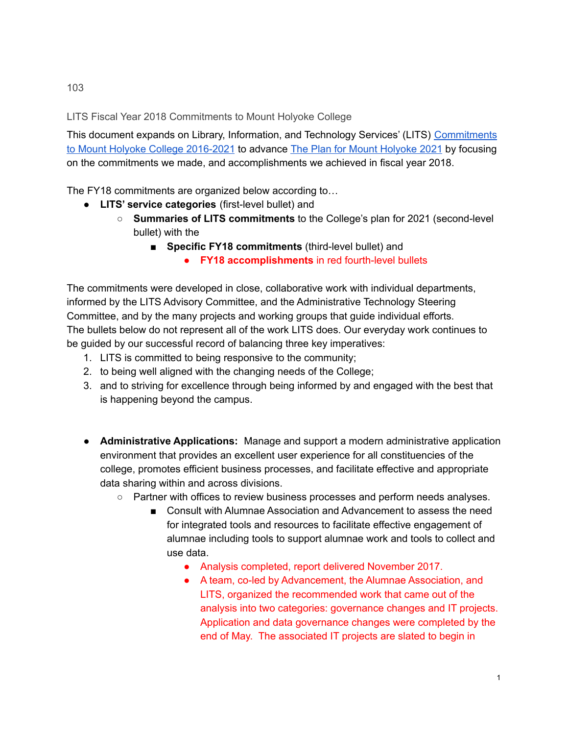103

LITS Fiscal Year 2018 Commitments to Mount Holyoke College

This document expands on Library, Information, and Technology Services' (LITS) Commitments to Mount Holyoke College 2016-2021 to advance The Plan for Mount Holyoke 2021 by focusing on the commitments we made, and accomplishments we achieved in fiscal year 2018.

The FY18 commitments are organized below according to…

- **LITS' service categories** (first-level bullet) and
  - **Summaries of LITS commitments** to the College's plan for 2021 (second-level bullet) with the
    - **Specific FY18 commitments** (third-level bullet) and
      - **FY18 accomplishments** in red fourth-level bullets

The commitments were developed in close, collaborative work with individual departments, informed by the LITS Advisory Committee, and the Administrative Technology Steering Committee, and by the many projects and working groups that guide individual efforts.
The bullets below do not represent all of the work LITS does. Our everyday work continues to be guided by our successful record of balancing three key imperatives:

1. LITS is committed to being responsive to the community;
2. to being well aligned with the changing needs of the College;
3. and to striving for excellence through being informed by and engaged with the best that is happening beyond the campus.

- **Administrative Applications:** Manage and support a modern administrative application environment that provides an excellent user experience for all constituencies of the college, promotes efficient business processes, and facilitate effective and appropriate data sharing within and across divisions.
  - Partner with offices to review business processes and perform needs analyses.
    - Consult with Alumnae Association and Advancement to assess the need for integrated tools and resources to facilitate effective engagement of alumnae including tools to support alumnae work and tools to collect and use data.
      - Analysis completed, report delivered November 2017.
      - A team, co-led by Advancement, the Alumnae Association, and LITS, organized the recommended work that came out of the analysis into two categories: governance changes and IT projects. Application and data governance changes were completed by the end of May. The associated IT projects are slated to begin in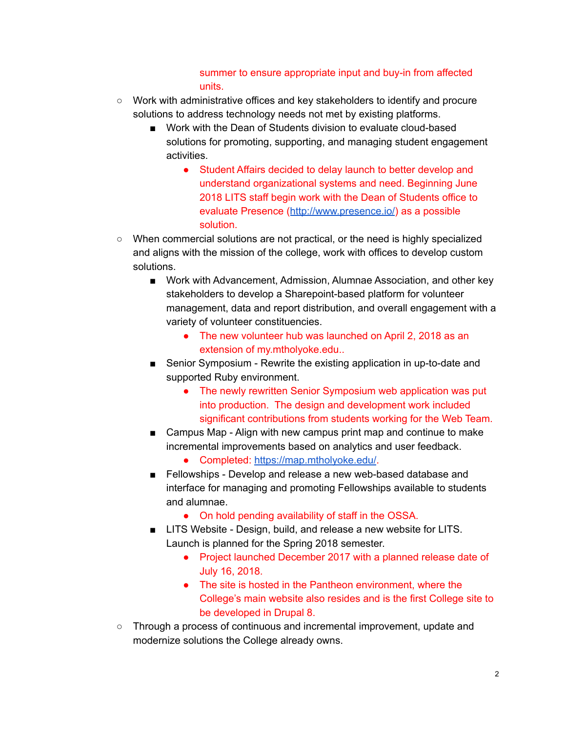summer to ensure appropriate input and buy-in from affected units.

- Work with administrative offices and key stakeholders to identify and procure solutions to address technology needs not met by existing platforms.
    - Work with the Dean of Students division to evaluate cloud-based solutions for promoting, supporting, and managing student engagement activities.
        - Student Affairs decided to delay launch to better develop and understand organizational systems and need. Beginning June 2018 LITS staff begin work with the Dean of Students office to evaluate Presence (http://www.presence.io/) as a possible solution.
- When commercial solutions are not practical, or the need is highly specialized and aligns with the mission of the college, work with offices to develop custom solutions.
    - Work with Advancement, Admission, Alumnae Association, and other key stakeholders to develop a Sharepoint-based platform for volunteer management, data and report distribution, and overall engagement with a variety of volunteer constituencies.
        - The new volunteer hub was launched on April 2, 2018 as an extension of my.mtholyoke.edu..
    - Senior Symposium - Rewrite the existing application in up-to-date and supported Ruby environment.
        - The newly rewritten Senior Symposium web application was put into production. The design and development work included significant contributions from students working for the Web Team.
    - Campus Map - Align with new campus print map and continue to make incremental improvements based on analytics and user feedback.
        - Completed: https://map.mtholyoke.edu/.
    - Fellowships - Develop and release a new web-based database and interface for managing and promoting Fellowships available to students and alumnae.
        - On hold pending availability of staff in the OSSA.
    - LITS Website - Design, build, and release a new website for LITS. Launch is planned for the Spring 2018 semester.
        - Project launched December 2017 with a planned release date of July 16, 2018.
        - The site is hosted in the Pantheon environment, where the College's main website also resides and is the first College site to be developed in Drupal 8.
- Through a process of continuous and incremental improvement, update and modernize solutions the College already owns.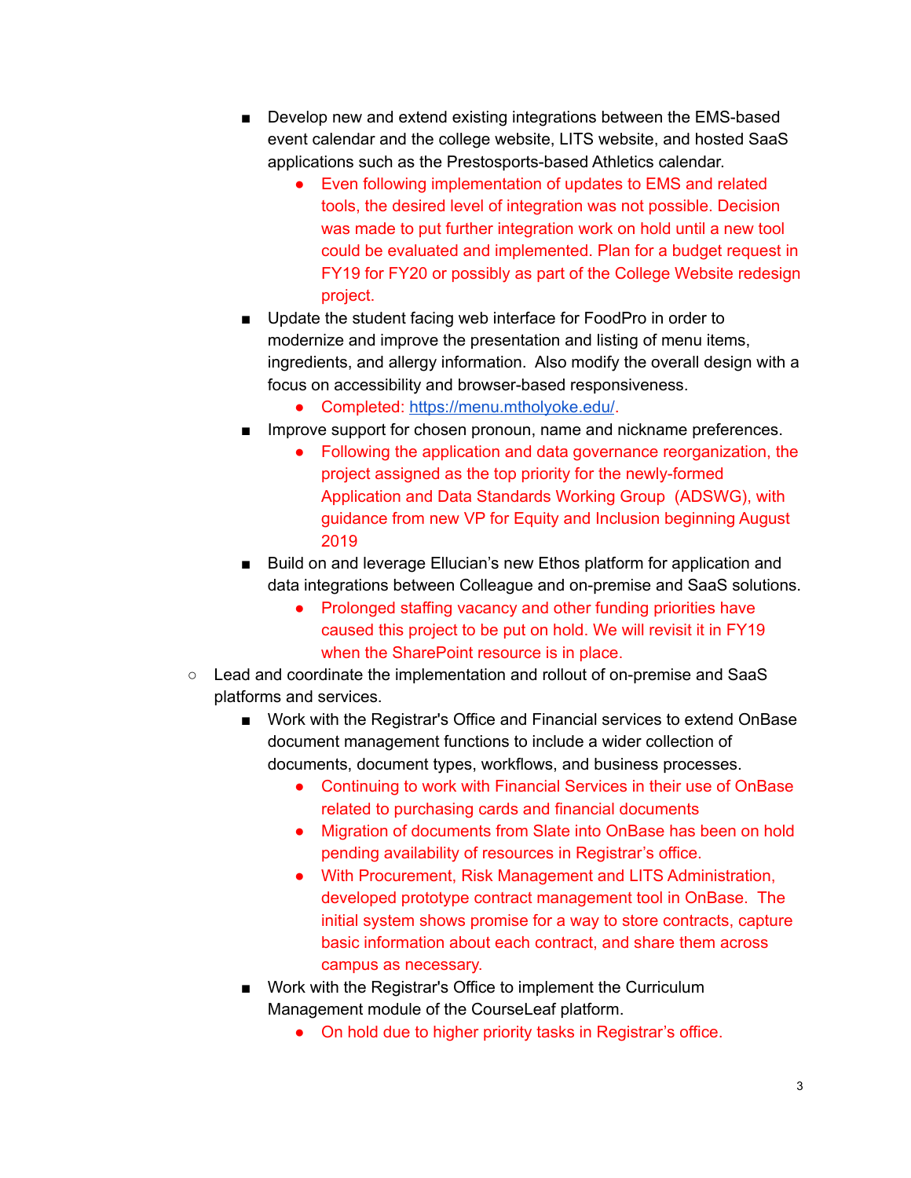- Develop new and extend existing integrations between the EMS-based event calendar and the college website, LITS website, and hosted SaaS applications such as the Prestosports-based Athletics calendar.
            - Even following implementation of updates to EMS and related tools, the desired level of integration was not possible. Decision was made to put further integration work on hold until a new tool could be evaluated and implemented. Plan for a budget request in FY19 for FY20 or possibly as part of the College Website redesign project.
        - Update the student facing web interface for FoodPro in order to modernize and improve the presentation and listing of menu items, ingredients, and allergy information. Also modify the overall design with a focus on accessibility and browser-based responsiveness.
            - Completed: [https://menu.mtholyoke.edu/](https://menu.mtholyoke.edu/).
        - Improve support for chosen pronoun, name and nickname preferences.
            - Following the application and data governance reorganization, the project assigned as the top priority for the newly-formed Application and Data Standards Working Group (ADSWG), with guidance from new VP for Equity and Inclusion beginning August 2019
        - Build on and leverage Ellucian's new Ethos platform for application and data integrations between Colleague and on-premise and SaaS solutions.
            - Prolonged staffing vacancy and other funding priorities have caused this project to be put on hold. We will revisit it in FY19 when the SharePoint resource is in place.
    - Lead and coordinate the implementation and rollout of on-premise and SaaS platforms and services.
        - Work with the Registrar's Office and Financial services to extend OnBase document management functions to include a wider collection of documents, document types, workflows, and business processes.
            - Continuing to work with Financial Services in their use of OnBase related to purchasing cards and financial documents
            - Migration of documents from Slate into OnBase has been on hold pending availability of resources in Registrar's office.
            - With Procurement, Risk Management and LITS Administration, developed prototype contract management tool in OnBase. The initial system shows promise for a way to store contracts, capture basic information about each contract, and share them across campus as necessary.
        - Work with the Registrar's Office to implement the Curriculum Management module of the CourseLeaf platform.
            - On hold due to higher priority tasks in Registrar's office.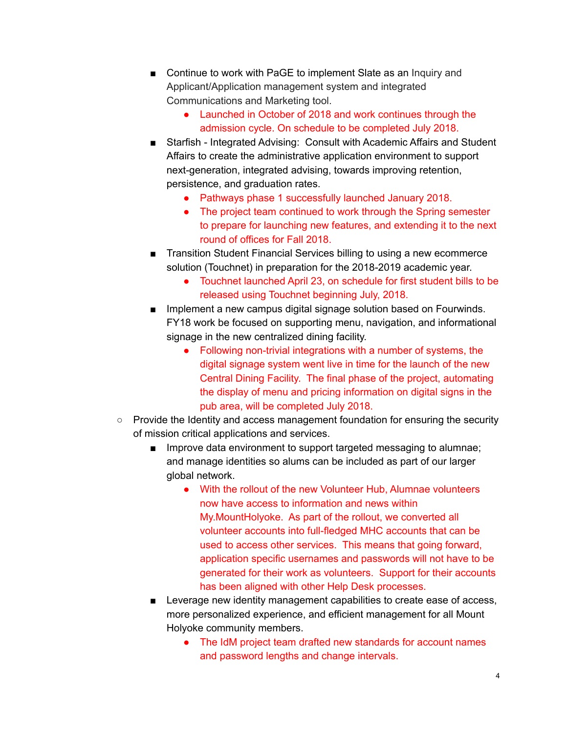- Continue to work with PaGE to implement Slate as an Inquiry and Applicant/Application management system and integrated Communications and Marketing tool.
            - Launched in October of 2018 and work continues through the admission cycle. On schedule to be completed July 2018.
        - Starfish - Integrated Advising: Consult with Academic Affairs and Student Affairs to create the administrative application environment to support next-generation, integrated advising, towards improving retention, persistence, and graduation rates.
            - Pathways phase 1 successfully launched January 2018.
            - The project team continued to work through the Spring semester to prepare for launching new features, and extending it to the next round of offices for Fall 2018.
        - Transition Student Financial Services billing to using a new ecommerce solution (Touchnet) in preparation for the 2018-2019 academic year.
            - Touchnet launched April 23, on schedule for first student bills to be released using Touchnet beginning July, 2018.
        - Implement a new campus digital signage solution based on Fourwinds. FY18 work be focused on supporting menu, navigation, and informational signage in the new centralized dining facility.
            - Following non-trivial integrations with a number of systems, the digital signage system went live in time for the launch of the new Central Dining Facility. The final phase of the project, automating the display of menu and pricing information on digital signs in the pub area, will be completed July 2018.
    - Provide the Identity and access management foundation for ensuring the security of mission critical applications and services.
        - Improve data environment to support targeted messaging to alumnae; and manage identities so alums can be included as part of our larger global network.
            - With the rollout of the new Volunteer Hub, Alumnae volunteers now have access to information and news within My.MountHolyoke. As part of the rollout, we converted all volunteer accounts into full-fledged MHC accounts that can be used to access other services. This means that going forward, application specific usernames and passwords will not have to be generated for their work as volunteers. Support for their accounts has been aligned with other Help Desk processes.
        - Leverage new identity management capabilities to create ease of access, more personalized experience, and efficient management for all Mount Holyoke community members.
            - The IdM project team drafted new standards for account names and password lengths and change intervals.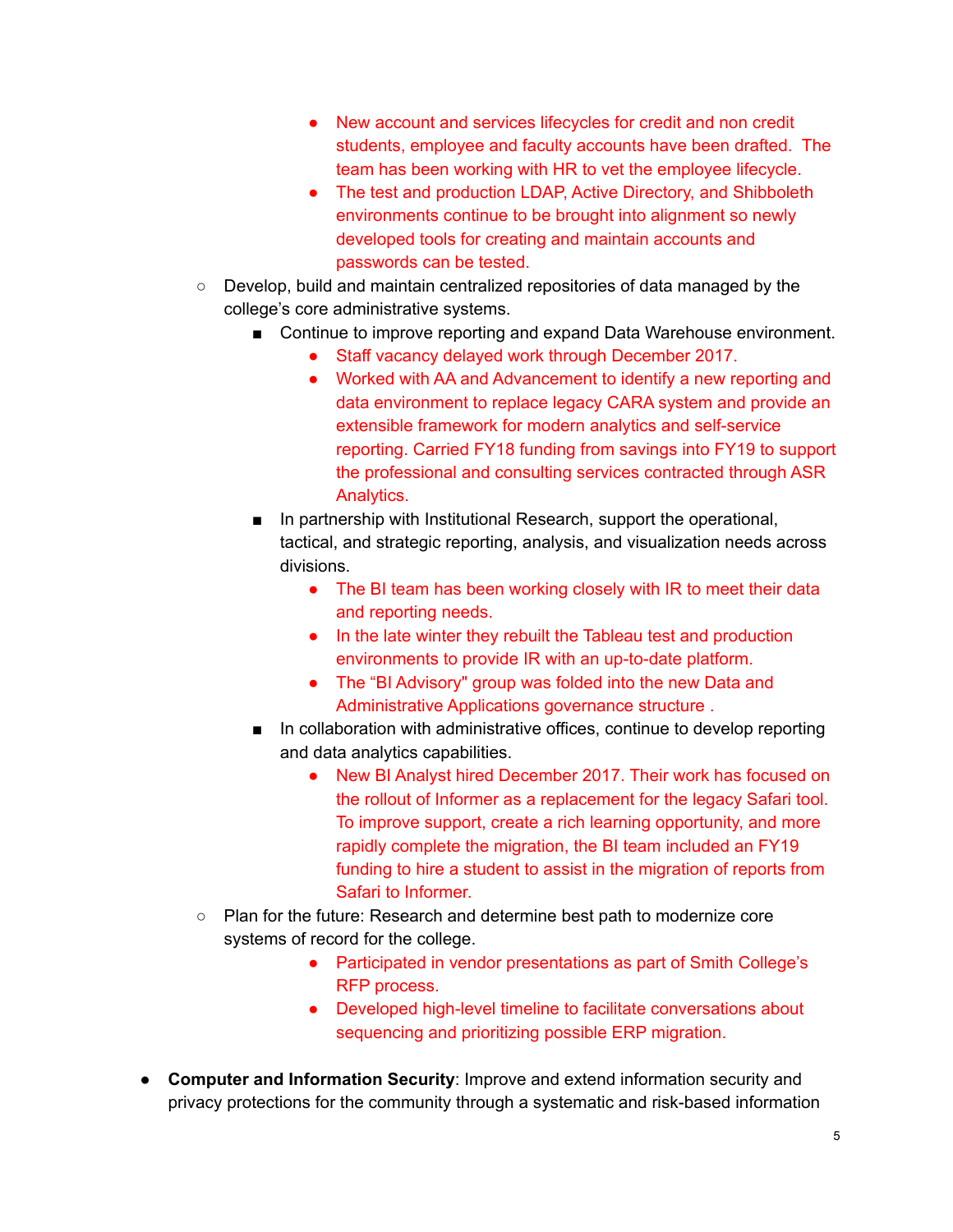- New account and services lifecycles for credit and non credit students, employee and faculty accounts have been drafted.  The team has been working with HR to vet the employee lifecycle.
                - The test and production LDAP, Active Directory, and Shibboleth environments continue to be brought into alignment so newly developed tools for creating and maintain accounts and passwords can be tested.
    - Develop, build and maintain centralized repositories of data managed by the college's core administrative systems.
        - Continue to improve reporting and expand Data Warehouse environment.
            - Staff vacancy delayed work through December 2017.
            - Worked with AA and Advancement to identify a new reporting and data environment to replace legacy CARA system and provide an extensible framework for modern analytics and self-service reporting. Carried FY18 funding from savings into FY19 to support the professional and consulting services contracted through ASR Analytics.
        - In partnership with Institutional Research, support the operational, tactical, and strategic reporting, analysis, and visualization needs across divisions.
            - The BI team has been working closely with IR to meet their data and reporting needs.
            - In the late winter they rebuilt the Tableau test and production environments to provide IR with an up-to-date platform.
            - The "BI Advisory" group was folded into the new Data and Administrative Applications governance structure .
        - In collaboration with administrative offices, continue to develop reporting and data analytics capabilities.
            - New BI Analyst hired December 2017. Their work has focused on the rollout of Informer as a replacement for the legacy Safari tool. To improve support, create a rich learning opportunity, and more rapidly complete the migration, the BI team included an FY19 funding to hire a student to assist in the migration of reports from Safari to Informer.
    - Plan for the future: Research and determine best path to modernize core systems of record for the college.
            - Participated in vendor presentations as part of Smith College's RFP process.
            - Developed high-level timeline to facilitate conversations about sequencing and prioritizing possible ERP migration.

- **Computer and Information Security**: Improve and extend information security and privacy protections for the community through a systematic and risk-based information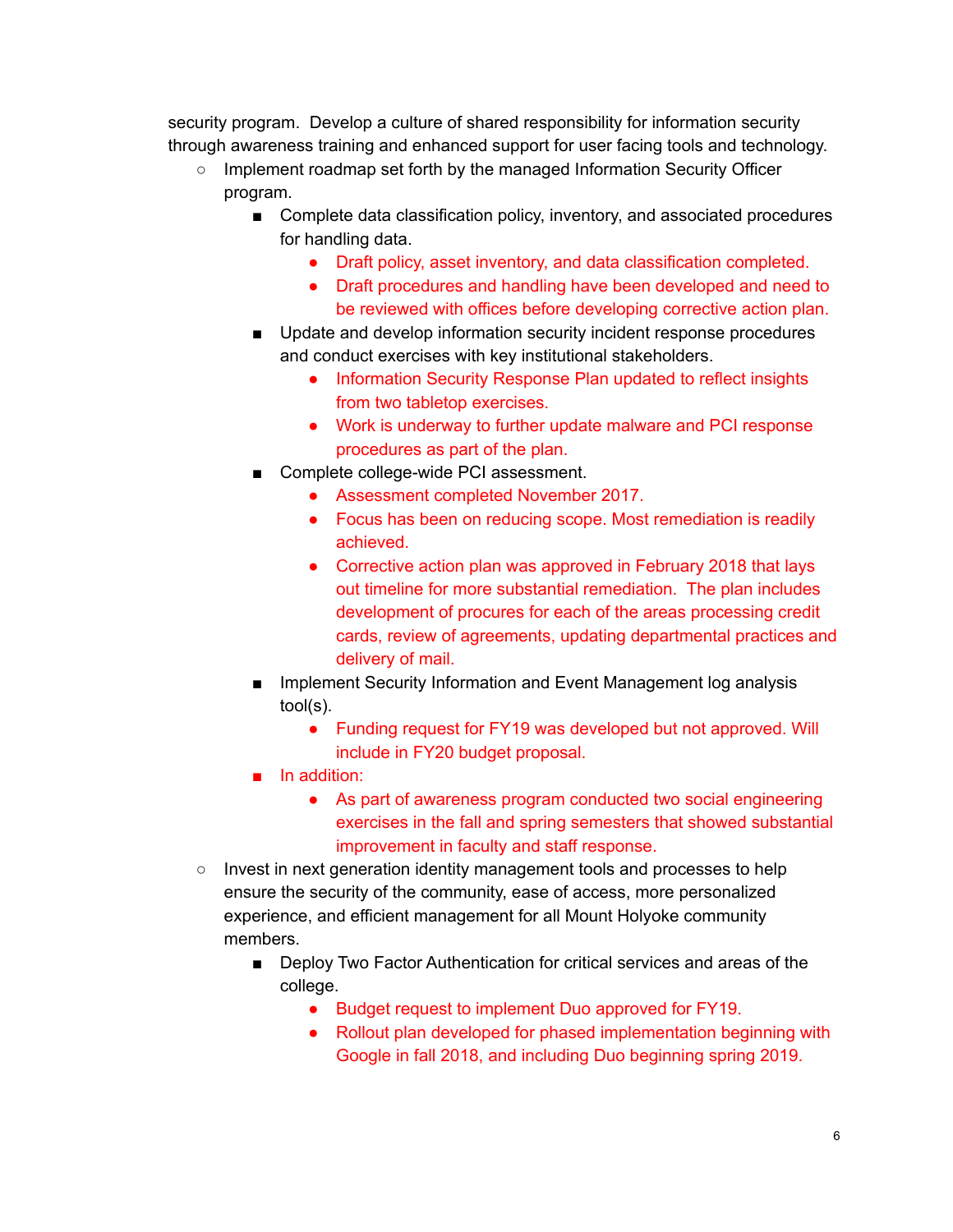security program. Develop a culture of shared responsibility for information security through awareness training and enhanced support for user facing tools and technology.

- Implement roadmap set forth by the managed Information Security Officer program.
  - Complete data classification policy, inventory, and associated procedures for handling data.
    - Draft policy, asset inventory, and data classification completed.
    - Draft procedures and handling have been developed and need to be reviewed with offices before developing corrective action plan.
  - Update and develop information security incident response procedures and conduct exercises with key institutional stakeholders.
    - Information Security Response Plan updated to reflect insights from two tabletop exercises.
    - Work is underway to further update malware and PCI response procedures as part of the plan.
  - Complete college-wide PCI assessment.
    - Assessment completed November 2017.
    - Focus has been on reducing scope. Most remediation is readily achieved.
    - Corrective action plan was approved in February 2018 that lays out timeline for more substantial remediation. The plan includes development of procures for each of the areas processing credit cards, review of agreements, updating departmental practices and delivery of mail.
  - Implement Security Information and Event Management log analysis tool(s).
    - Funding request for FY19 was developed but not approved. Will include in FY20 budget proposal.
  - In addition:
    - As part of awareness program conducted two social engineering exercises in the fall and spring semesters that showed substantial improvement in faculty and staff response.
- Invest in next generation identity management tools and processes to help ensure the security of the community, ease of access, more personalized experience, and efficient management for all Mount Holyoke community members.
  - Deploy Two Factor Authentication for critical services and areas of the college.
    - Budget request to implement Duo approved for FY19.
    - Rollout plan developed for phased implementation beginning with Google in fall 2018, and including Duo beginning spring 2019.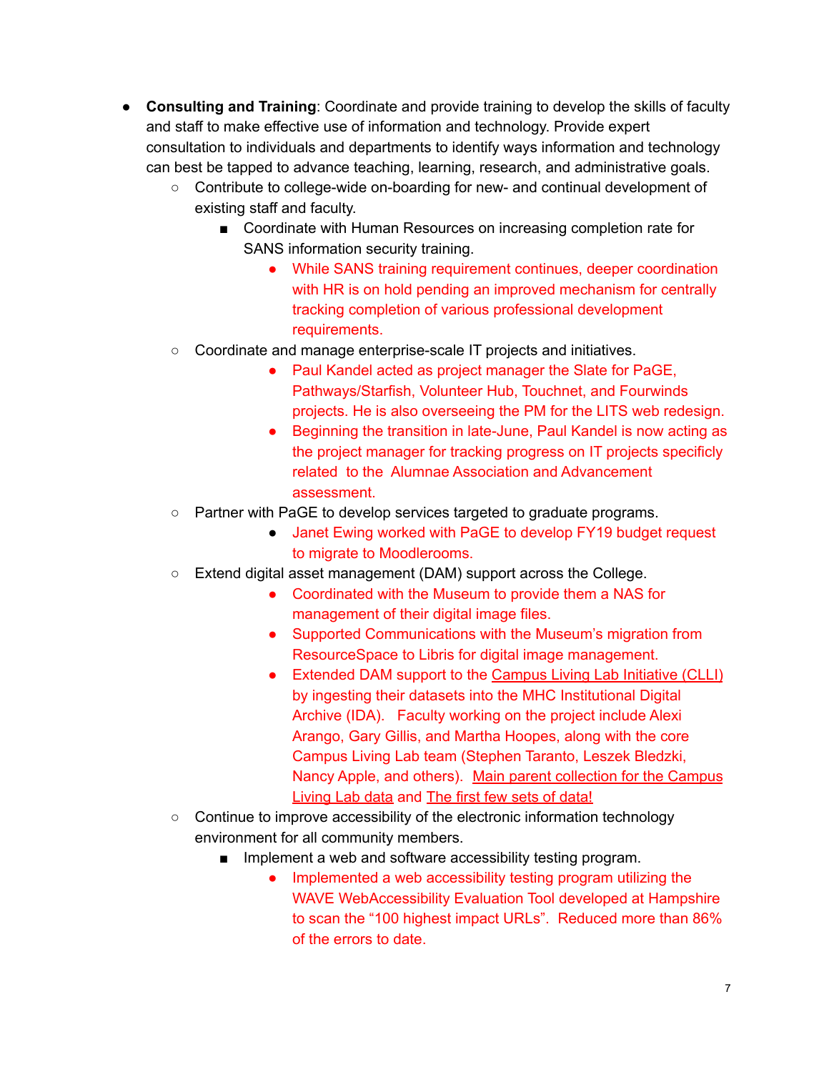- **Consulting and Training**: Coordinate and provide training to develop the skills of faculty and staff to make effective use of information and technology. Provide expert consultation to individuals and departments to identify ways information and technology can best be tapped to advance teaching, learning, research, and administrative goals.
    - Contribute to college-wide on-boarding for new- and continual development of existing staff and faculty.
        - Coordinate with Human Resources on increasing completion rate for SANS information security training.
            - While SANS training requirement continues, deeper coordination with HR is on hold pending an improved mechanism for centrally tracking completion of various professional development requirements.
    - Coordinate and manage enterprise-scale IT projects and initiatives.
            - Paul Kandel acted as project manager the Slate for PaGE, Pathways/Starfish, Volunteer Hub, Touchnet, and Fourwinds projects. He is also overseeing the PM for the LITS web redesign.
            - Beginning the transition in late-June, Paul Kandel is now acting as the project manager for tracking progress on IT projects specifically related to the Alumnae Association and Advancement assessment.
    - Partner with PaGE to develop services targeted to graduate programs.
            - Janet Ewing worked with PaGE to develop FY19 budget request to migrate to Moodlerooms.
    - Extend digital asset management (DAM) support across the College.
            - Coordinated with the Museum to provide them a NAS for management of their digital image files.
            - Supported Communications with the Museum's migration from ResourceSpace to Libris for digital image management.
            - Extended DAM support to the Campus Living Lab Initiative (CLLI) by ingesting their datasets into the MHC Institutional Digital Archive (IDA). Faculty working on the project include Alexi Arango, Gary Gillis, and Martha Hoopes, along with the core Campus Living Lab team (Stephen Taranto, Leszek Bledzki, Nancy Apple, and others). Main parent collection for the Campus Living Lab data and The first few sets of data!
    - Continue to improve accessibility of the electronic information technology environment for all community members.
        - Implement a web and software accessibility testing program.
            - Implemented a web accessibility testing program utilizing the WAVE WebAccessibility Evaluation Tool developed at Hampshire to scan the "100 highest impact URLs". Reduced more than 86% of the errors to date.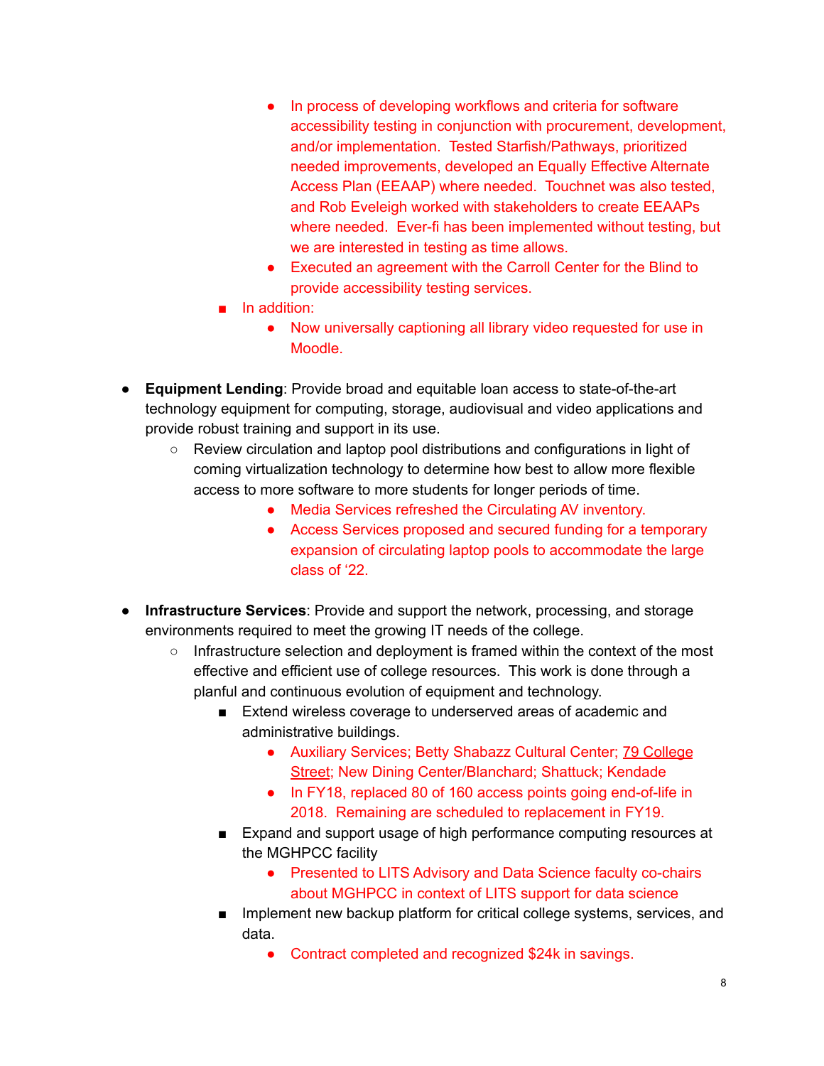- In process of developing workflows and criteria for software accessibility testing in conjunction with procurement, development, and/or implementation. Tested Starfish/Pathways, prioritized needed improvements, developed an Equally Effective Alternate Access Plan (EEAAP) where needed. Touchnet was also tested, and Rob Eveleigh worked with stakeholders to create EEAAPs where needed. Ever-fi has been implemented without testing, but we are interested in testing as time allows.
            - Executed an agreement with the Carroll Center for the Blind to provide accessibility testing services.
        - In addition:
            - Now universally captioning all library video requested for use in Moodle.

- **Equipment Lending**: Provide broad and equitable loan access to state-of-the-art technology equipment for computing, storage, audiovisual and video applications and provide robust training and support in its use.
    - Review circulation and laptop pool distributions and configurations in light of coming virtualization technology to determine how best to allow more flexible access to more software to more students for longer periods of time.
            - Media Services refreshed the Circulating AV inventory.
            - Access Services proposed and secured funding for a temporary expansion of circulating laptop pools to accommodate the large class of '22.

- **Infrastructure Services**: Provide and support the network, processing, and storage environments required to meet the growing IT needs of the college.
    - Infrastructure selection and deployment is framed within the context of the most effective and efficient use of college resources. This work is done through a planful and continuous evolution of equipment and technology.
        - Extend wireless coverage to underserved areas of academic and administrative buildings.
            - Auxiliary Services; Betty Shabazz Cultural Center; 79 College Street; New Dining Center/Blanchard; Shattuck; Kendade
            - In FY18, replaced 80 of 160 access points going end-of-life in 2018. Remaining are scheduled to replacement in FY19.
        - Expand and support usage of high performance computing resources at the MGHPCC facility
            - Presented to LITS Advisory and Data Science faculty co-chairs about MGHPCC in context of LITS support for data science
        - Implement new backup platform for critical college systems, services, and data.
            - Contract completed and recognized $24k in savings.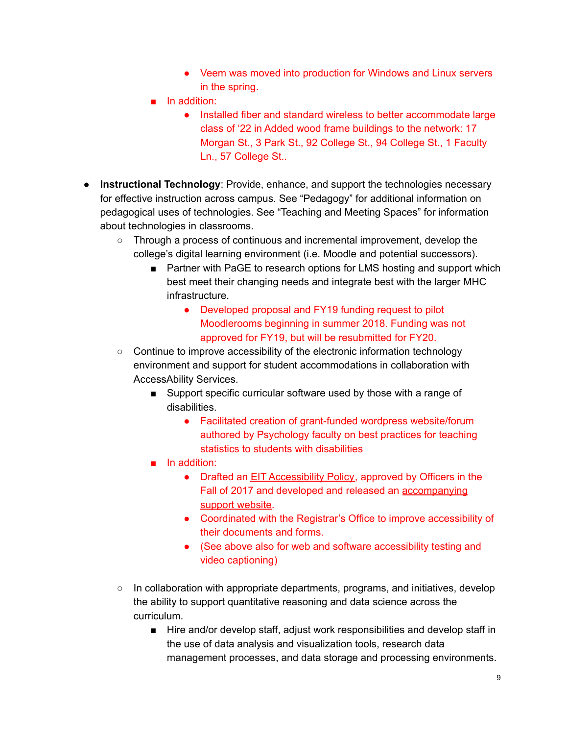- Veem was moved into production for Windows and Linux servers in the spring.
    - In addition:
        - Installed fiber and standard wireless to better accommodate large class of '22 in Added wood frame buildings to the network: 17 Morgan St., 3 Park St., 92 College St., 94 College St., 1 Faculty Ln., 57 College St..

- **Instructional Technology**: Provide, enhance, and support the technologies necessary for effective instruction across campus. See "Pedagogy" for additional information on pedagogical uses of technologies. See "Teaching and Meeting Spaces" for information about technologies in classrooms.
    - Through a process of continuous and incremental improvement, develop the college's digital learning environment (i.e. Moodle and potential successors).
        - Partner with PaGE to research options for LMS hosting and support which best meet their changing needs and integrate best with the larger MHC infrastructure.
            - Developed proposal and FY19 funding request to pilot Moodlerooms beginning in summer 2018. Funding was not approved for FY19, but will be resubmitted for FY20.
    - Continue to improve accessibility of the electronic information technology environment and support for student accommodations in collaboration with AccessAbility Services.
        - Support specific curricular software used by those with a range of disabilities.
            - Facilitated creation of grant-funded wordpress website/forum authored by Psychology faculty on best practices for teaching statistics to students with disabilities
        - In addition:
            - Drafted an EIT Accessibility Policy, approved by Officers in the Fall of 2017 and developed and released an accompanying support website.
            - Coordinated with the Registrar's Office to improve accessibility of their documents and forms.
            - (See above also for web and software accessibility testing and video captioning)
    - In collaboration with appropriate departments, programs, and initiatives, develop the ability to support quantitative reasoning and data science across the curriculum.
        - Hire and/or develop staff, adjust work responsibilities and develop staff in the use of data analysis and visualization tools, research data management processes, and data storage and processing environments.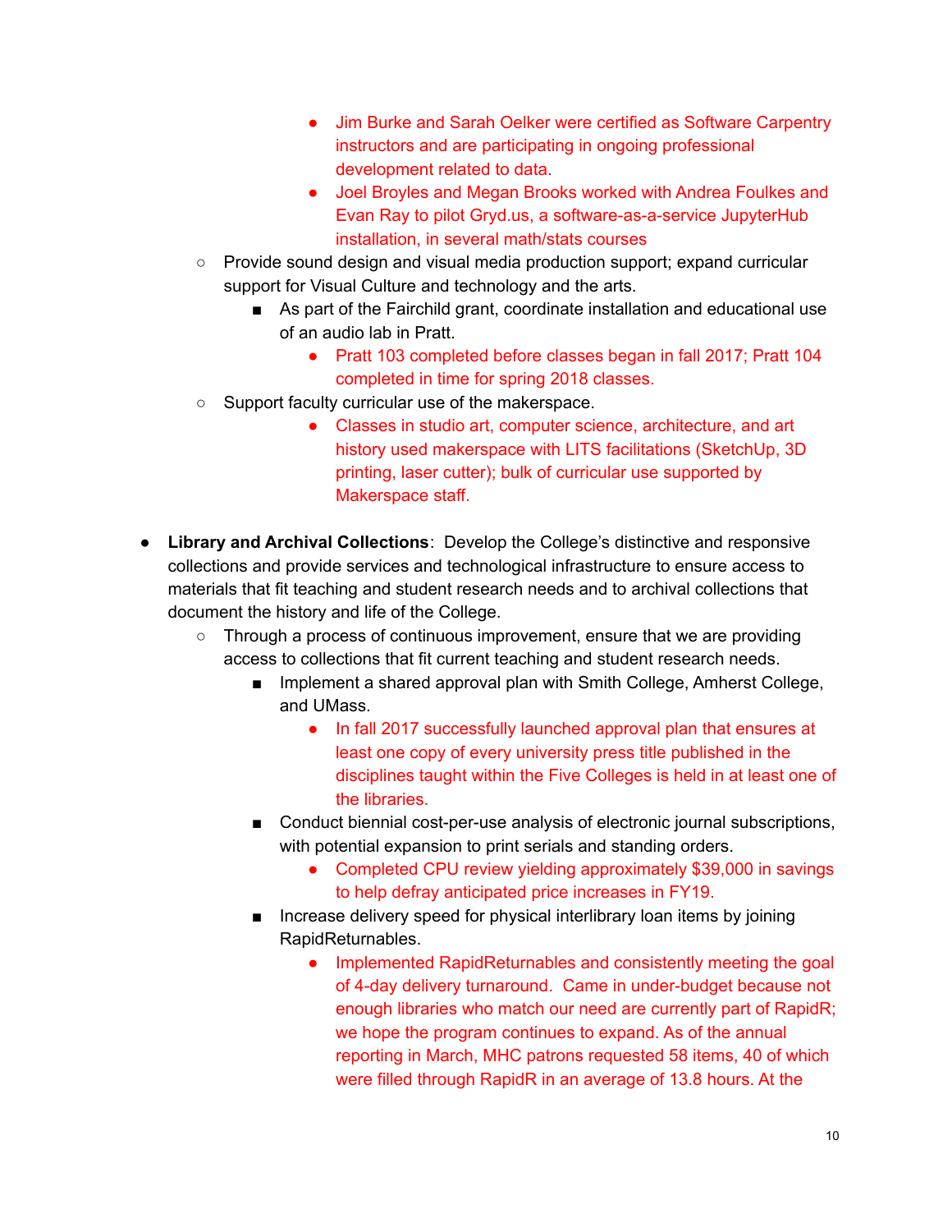- Jim Burke and Sarah Oelker were certified as Software Carpentry instructors and are participating in ongoing professional development related to data.
            - Joel Broyles and Megan Brooks worked with Andrea Foulkes and Evan Ray to pilot Gryd.us, a software-as-a-service JupyterHub installation, in several math/stats courses
    - Provide sound design and visual media production support; expand curricular support for Visual Culture and technology and the arts.
        - As part of the Fairchild grant, coordinate installation and educational use of an audio lab in Pratt.
            - Pratt 103 completed before classes began in fall 2017; Pratt 104 completed in time for spring 2018 classes.
    - Support faculty curricular use of the makerspace.
            - Classes in studio art, computer science, architecture, and art history used makerspace with LITS facilitations (SketchUp, 3D printing, laser cutter); bulk of curricular use supported by Makerspace staff.

- **Library and Archival Collections**: Develop the College's distinctive and responsive collections and provide services and technological infrastructure to ensure access to materials that fit teaching and student research needs and to archival collections that document the history and life of the College.
    - Through a process of continuous improvement, ensure that we are providing access to collections that fit current teaching and student research needs.
        - Implement a shared approval plan with Smith College, Amherst College, and UMass.
            - In fall 2017 successfully launched approval plan that ensures at least one copy of every university press title published in the disciplines taught within the Five Colleges is held in at least one of the libraries.
        - Conduct biennial cost-per-use analysis of electronic journal subscriptions, with potential expansion to print serials and standing orders.
            - Completed CPU review yielding approximately $39,000 in savings to help defray anticipated price increases in FY19.
        - Increase delivery speed for physical interlibrary loan items by joining RapidReturnables.
            - Implemented RapidReturnables and consistently meeting the goal of 4-day delivery turnaround. Came in under-budget because not enough libraries who match our need are currently part of RapidR; we hope the program continues to expand. As of the annual reporting in March, MHC patrons requested 58 items, 40 of which were filled through RapidR in an average of 13.8 hours. At the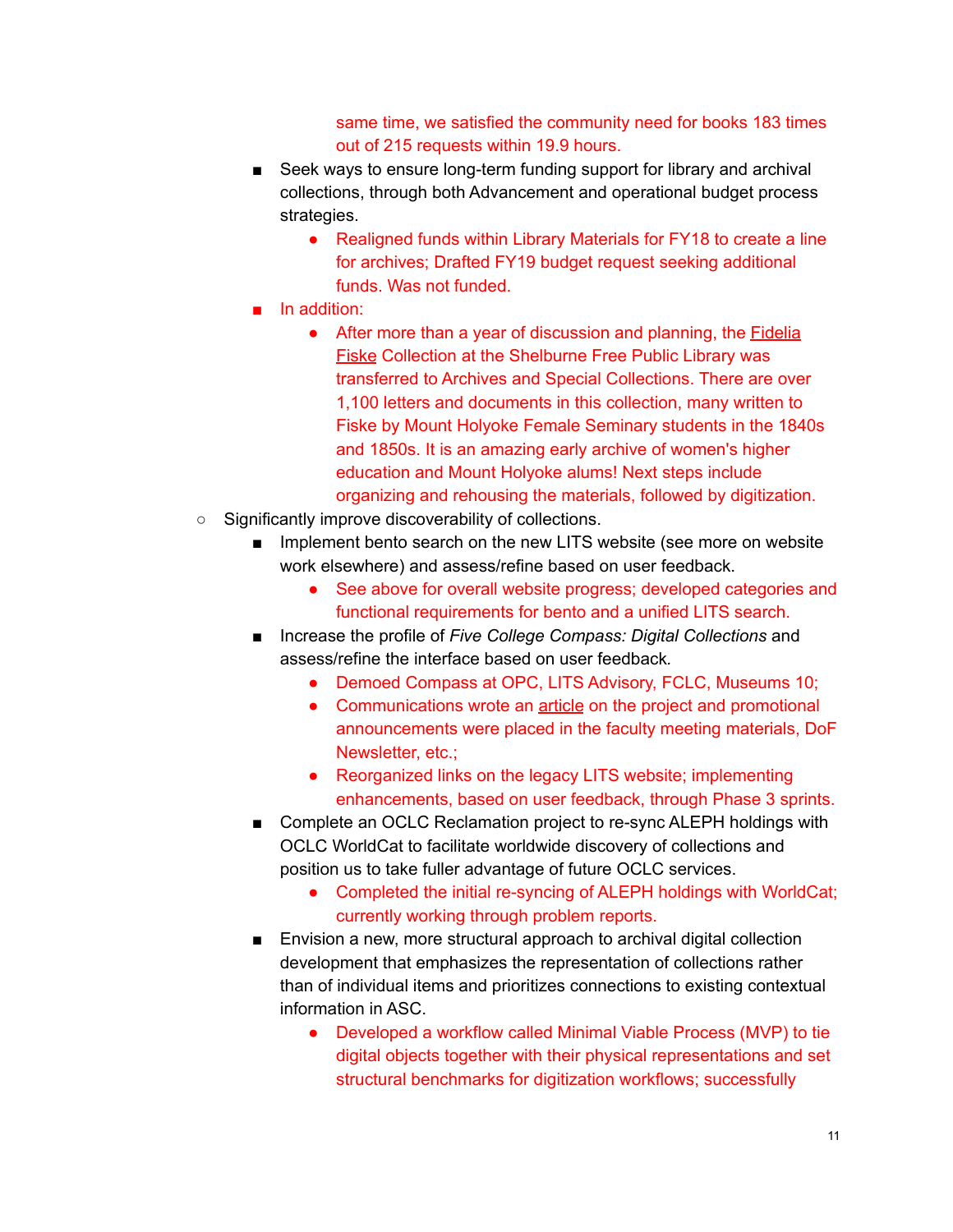same time, we satisfied the community need for books 183 times out of 215 requests within 19.9 hours.

- Seek ways to ensure long-term funding support for library and archival collections, through both Advancement and operational budget process strategies.
    - Realigned funds within Library Materials for FY18 to create a line for archives; Drafted FY19 budget request seeking additional funds. Was not funded.
- In addition:
    - After more than a year of discussion and planning, the Fidelia Fiske Collection at the Shelburne Free Public Library was transferred to Archives and Special Collections. There are over 1,100 letters and documents in this collection, many written to Fiske by Mount Holyoke Female Seminary students in the 1840s and 1850s. It is an amazing early archive of women's higher education and Mount Holyoke alums! Next steps include organizing and rehousing the materials, followed by digitization.

- Significantly improve discoverability of collections.
    - Implement bento search on the new LITS website (see more on website work elsewhere) and assess/refine based on user feedback.
        - See above for overall website progress; developed categories and functional requirements for bento and a unified LITS search.
    - Increase the profile of *Five College Compass: Digital Collections* and assess/refine the interface based on user feedback.
        - Demoed Compass at OPC, LITS Advisory, FCLC, Museums 10;
        - Communications wrote an article on the project and promotional announcements were placed in the faculty meeting materials, DoF Newsletter, etc.;
        - Reorganized links on the legacy LITS website; implementing enhancements, based on user feedback, through Phase 3 sprints.
    - Complete an OCLC Reclamation project to re-sync ALEPH holdings with OCLC WorldCat to facilitate worldwide discovery of collections and position us to take fuller advantage of future OCLC services.
        - Completed the initial re-syncing of ALEPH holdings with WorldCat; currently working through problem reports.
    - Envision a new, more structural approach to archival digital collection development that emphasizes the representation of collections rather than of individual items and prioritizes connections to existing contextual information in ASC.
        - Developed a workflow called Minimal Viable Process (MVP) to tie digital objects together with their physical representations and set structural benchmarks for digitization workflows; successfully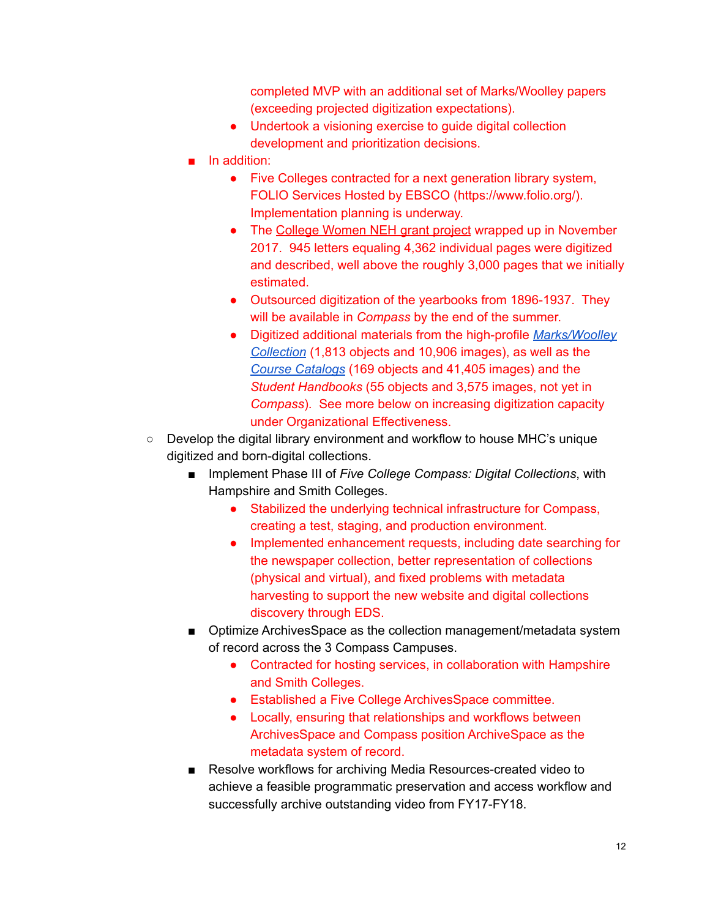completed MVP with an additional set of Marks/Woolley papers (exceeding projected digitization expectations).
        - Undertook a visioning exercise to guide digital collection development and prioritization decisions.
    - In addition:
        - Five Colleges contracted for a next generation library system, FOLIO Services Hosted by EBSCO (https://www.folio.org/). Implementation planning is underway.
        - The College Women NEH grant project wrapped up in November 2017. 945 letters equaling 4,362 individual pages were digitized and described, well above the roughly 3,000 pages that we initially estimated.
        - Outsourced digitization of the yearbooks from 1896-1937. They will be available in *Compass* by the end of the summer.
        - Digitized additional materials from the high-profile *Marks/Woolley Collection* (1,813 objects and 10,906 images), as well as the *Course Catalogs* (169 objects and 41,405 images) and the *Student Handbooks* (55 objects and 3,575 images, not yet in *Compass*). See more below on increasing digitization capacity under Organizational Effectiveness.
- Develop the digital library environment and workflow to house MHC's unique digitized and born-digital collections.
    - Implement Phase III of *Five College Compass: Digital Collections*, with Hampshire and Smith Colleges.
        - Stabilized the underlying technical infrastructure for Compass, creating a test, staging, and production environment.
        - Implemented enhancement requests, including date searching for the newspaper collection, better representation of collections (physical and virtual), and fixed problems with metadata harvesting to support the new website and digital collections discovery through EDS.
    - Optimize ArchivesSpace as the collection management/metadata system of record across the 3 Compass Campuses.
        - Contracted for hosting services, in collaboration with Hampshire and Smith Colleges.
        - Established a Five College ArchivesSpace committee.
        - Locally, ensuring that relationships and workflows between ArchivesSpace and Compass position ArchiveSpace as the metadata system of record.
    - Resolve workflows for archiving Media Resources-created video to achieve a feasible programmatic preservation and access workflow and successfully archive outstanding video from FY17-FY18.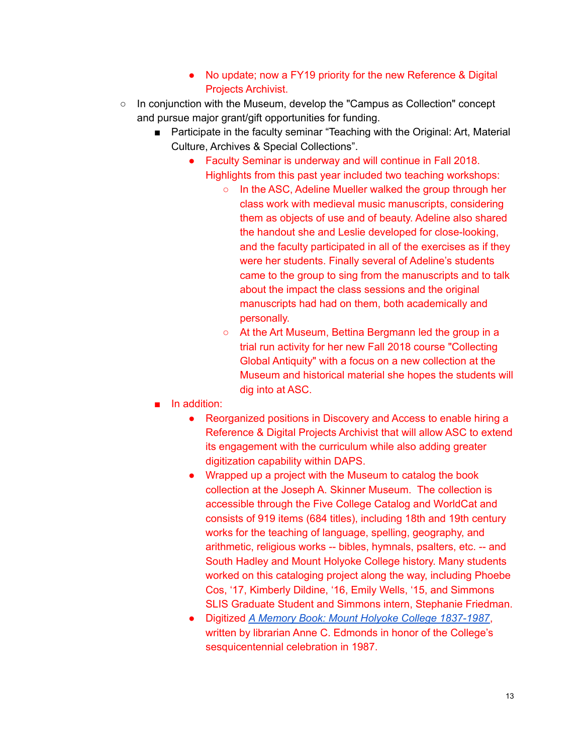- No update; now a FY19 priority for the new Reference & Digital Projects Archivist.
- In conjunction with the Museum, develop the "Campus as Collection" concept and pursue major grant/gift opportunities for funding.
    - Participate in the faculty seminar "Teaching with the Original: Art, Material Culture, Archives & Special Collections".
        - Faculty Seminar is underway and will continue in Fall 2018. Highlights from this past year included two teaching workshops:
            - In the ASC, Adeline Mueller walked the group through her class work with medieval music manuscripts, considering them as objects of use and of beauty. Adeline also shared the handout she and Leslie developed for close-looking, and the faculty participated in all of the exercises as if they were her students. Finally several of Adeline's students came to the group to sing from the manuscripts and to talk about the impact the class sessions and the original manuscripts had had on them, both academically and personally.
            - At the Art Museum, Bettina Bergmann led the group in a trial run activity for her new Fall 2018 course "Collecting Global Antiquity" with a focus on a new collection at the Museum and historical material she hopes the students will dig into at ASC.
    - In addition:
        - Reorganized positions in Discovery and Access to enable hiring a Reference & Digital Projects Archivist that will allow ASC to extend its engagement with the curriculum while also adding greater digitization capability within DAPS.
        - Wrapped up a project with the Museum to catalog the book collection at the Joseph A. Skinner Museum. The collection is accessible through the Five College Catalog and WorldCat and consists of 919 items (684 titles), including 18th and 19th century works for the teaching of language, spelling, geography, and arithmetic, religious works -- bibles, hymnals, psalters, etc. -- and South Hadley and Mount Holyoke College history. Many students worked on this cataloging project along the way, including Phoebe Cos, '17, Kimberly Dildine, '16, Emily Wells, '15, and Simmons SLIS Graduate Student and Simmons intern, Stephanie Friedman.
        - Digitized *A Memory Book: Mount Holyoke College 1837-1987*, written by librarian Anne C. Edmonds in honor of the College's sesquicentennial celebration in 1987.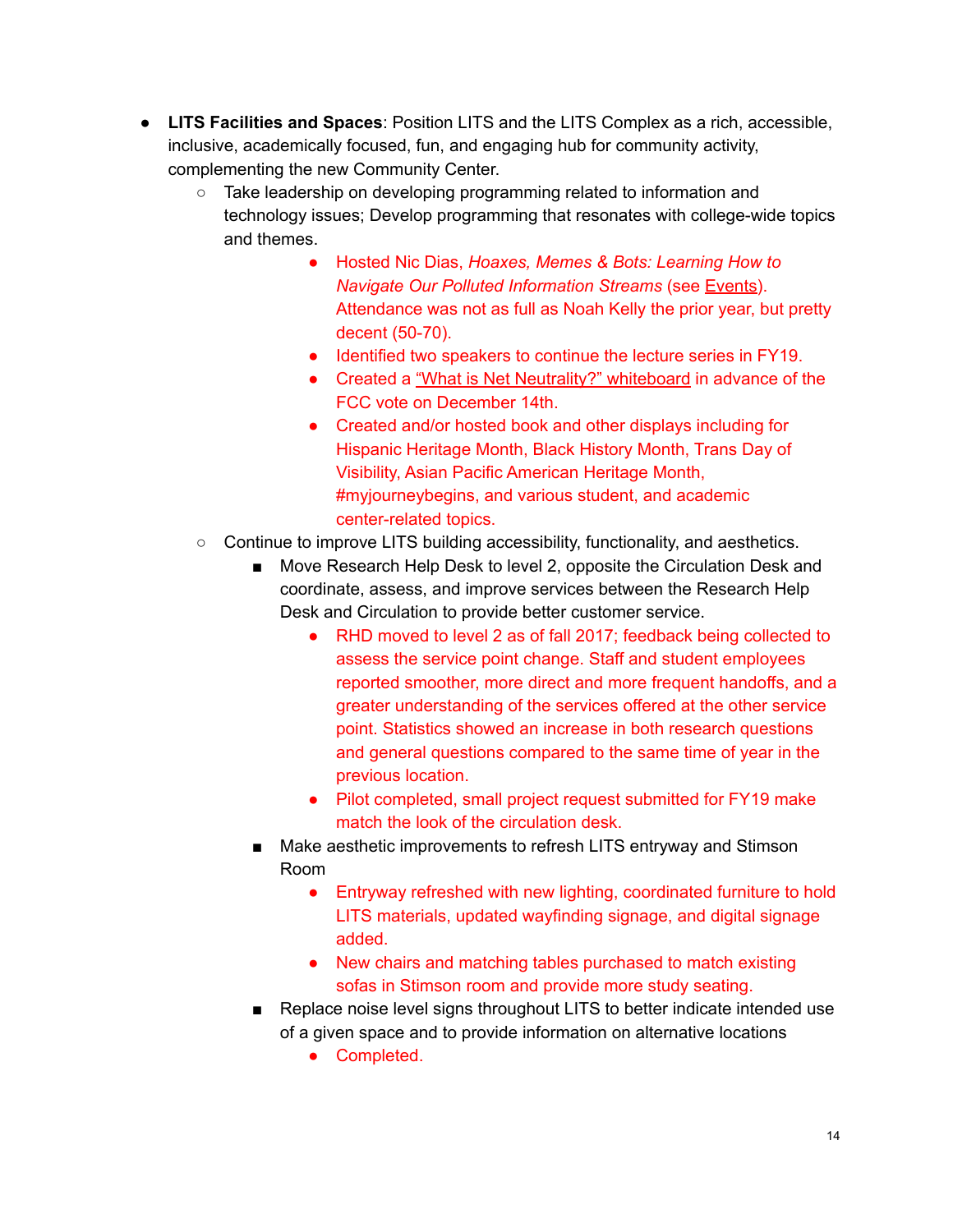- **LITS Facilities and Spaces**: Position LITS and the LITS Complex as a rich, accessible, inclusive, academically focused, fun, and engaging hub for community activity, complementing the new Community Center.
  - Take leadership on developing programming related to information and technology issues; Develop programming that resonates with college-wide topics and themes.
    - Hosted Nic Dias, *Hoaxes, Memes & Bots: Learning How to Navigate Our Polluted Information Streams* (see Events). Attendance was not as full as Noah Kelly the prior year, but pretty decent (50-70).
    - Identified two speakers to continue the lecture series in FY19.
    - Created a "What is Net Neutrality?" whiteboard in advance of the FCC vote on December 14th.
    - Created and/or hosted book and other displays including for Hispanic Heritage Month, Black History Month, Trans Day of Visibility, Asian Pacific American Heritage Month, #myjourneybegins, and various student, and academic center-related topics.
  - Continue to improve LITS building accessibility, functionality, and aesthetics.
    - Move Research Help Desk to level 2, opposite the Circulation Desk and coordinate, assess, and improve services between the Research Help Desk and Circulation to provide better customer service.
      - RHD moved to level 2 as of fall 2017; feedback being collected to assess the service point change. Staff and student employees reported smoother, more direct and more frequent handoffs, and a greater understanding of the services offered at the other service point. Statistics showed an increase in both research questions and general questions compared to the same time of year in the previous location.
      - Pilot completed, small project request submitted for FY19 make match the look of the circulation desk.
    - Make aesthetic improvements to refresh LITS entryway and Stimson Room
      - Entryway refreshed with new lighting, coordinated furniture to hold LITS materials, updated wayfinding signage, and digital signage added.
      - New chairs and matching tables purchased to match existing sofas in Stimson room and provide more study seating.
    - Replace noise level signs throughout LITS to better indicate intended use of a given space and to provide information on alternative locations
      - Completed.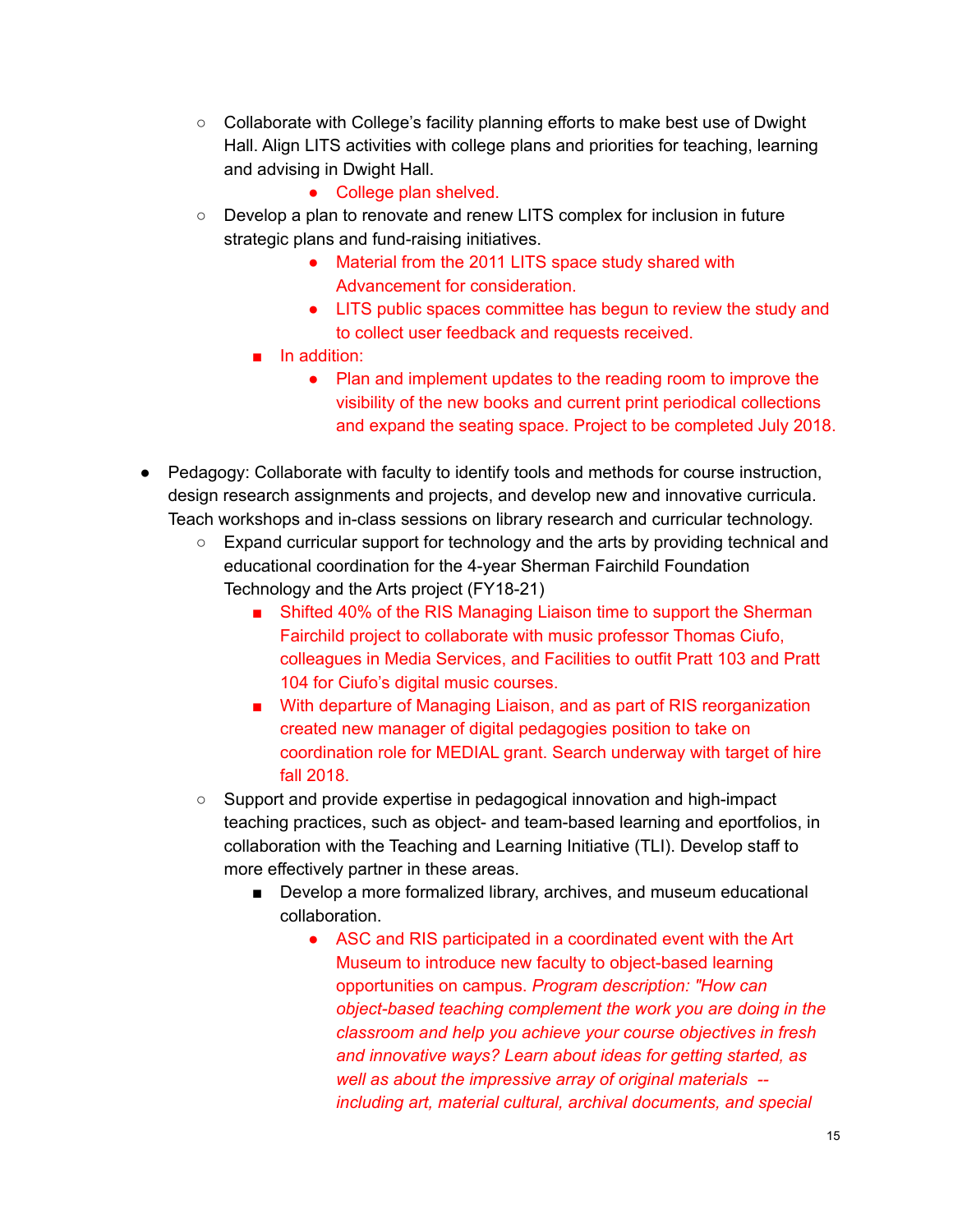- Collaborate with College's facility planning efforts to make best use of Dwight Hall. Align LITS activities with college plans and priorities for teaching, learning and advising in Dwight Hall.
    - College plan shelved.
- Develop a plan to renovate and renew LITS complex for inclusion in future strategic plans and fund-raising initiatives.
    - Material from the 2011 LITS space study shared with Advancement for consideration.
    - LITS public spaces committee has begun to review the study and to collect user feedback and requests received.
  - In addition:
    - Plan and implement updates to the reading room to improve the visibility of the new books and current print periodical collections and expand the seating space. Project to be completed July 2018.

- Pedagogy: Collaborate with faculty to identify tools and methods for course instruction, design research assignments and projects, and develop new and innovative curricula. Teach workshops and in-class sessions on library research and curricular technology.
  - Expand curricular support for technology and the arts by providing technical and educational coordination for the 4-year Sherman Fairchild Foundation Technology and the Arts project (FY18-21)
    - Shifted 40% of the RIS Managing Liaison time to support the Sherman Fairchild project to collaborate with music professor Thomas Ciufo, colleagues in Media Services, and Facilities to outfit Pratt 103 and Pratt 104 for Ciufo's digital music courses.
    - With departure of Managing Liaison, and as part of RIS reorganization created new manager of digital pedagogies position to take on coordination role for MEDIAL grant. Search underway with target of hire fall 2018.
  - Support and provide expertise in pedagogical innovation and high-impact teaching practices, such as object- and team-based learning and eportfolios, in collaboration with the Teaching and Learning Initiative (TLI). Develop staff to more effectively partner in these areas.
    - Develop a more formalized library, archives, and museum educational collaboration.
      - ASC and RIS participated in a coordinated event with the Art Museum to introduce new faculty to object-based learning opportunities on campus. *Program description: "How can object-based teaching complement the work you are doing in the classroom and help you achieve your course objectives in fresh and innovative ways? Learn about ideas for getting started, as well as about the impressive array of original materials -- including art, material cultural, archival documents, and special*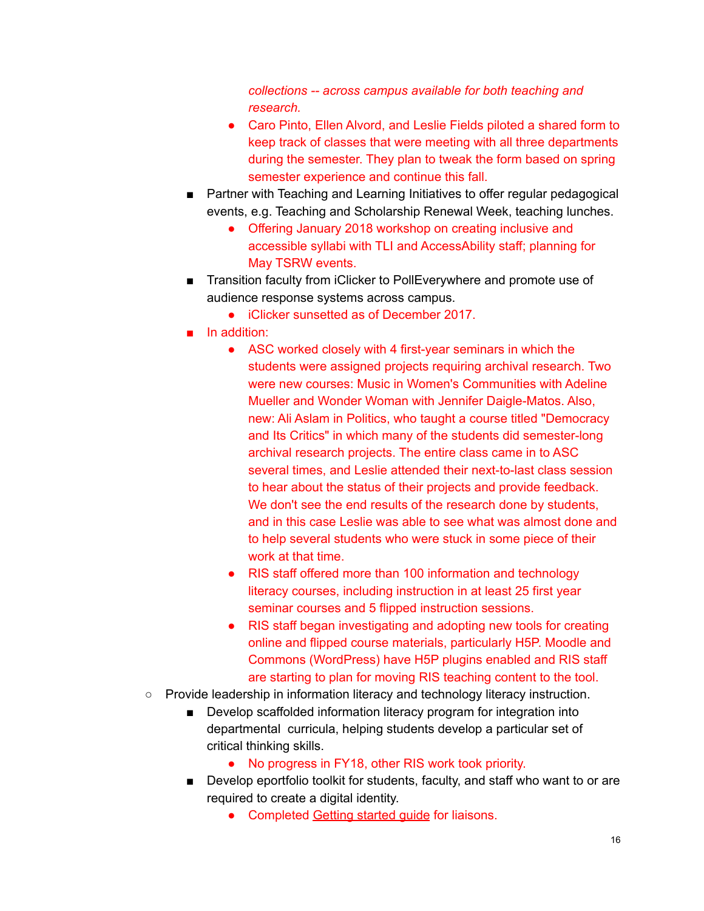*collections -- across campus available for both teaching and research.*

- Caro Pinto, Ellen Alvord, and Leslie Fields piloted a shared form to keep track of classes that were meeting with all three departments during the semester. They plan to tweak the form based on spring semester experience and continue this fall.

- Partner with Teaching and Learning Initiatives to offer regular pedagogical events, e.g. Teaching and Scholarship Renewal Week, teaching lunches.
  - Offering January 2018 workshop on creating inclusive and accessible syllabi with TLI and AccessAbility staff; planning for May TSRW events.
- Transition faculty from iClicker to PollEverywhere and promote use of audience response systems across campus.
  - iClicker sunsetted as of December 2017.
- In addition:
  - ASC worked closely with 4 first-year seminars in which the students were assigned projects requiring archival research. Two were new courses: Music in Women's Communities with Adeline Mueller and Wonder Woman with Jennifer Daigle-Matos. Also, new: Ali Aslam in Politics, who taught a course titled "Democracy and Its Critics" in which many of the students did semester-long archival research projects. The entire class came in to ASC several times, and Leslie attended their next-to-last class session to hear about the status of their projects and provide feedback. We don't see the end results of the research done by students, and in this case Leslie was able to see what was almost done and to help several students who were stuck in some piece of their work at that time.
  - RIS staff offered more than 100 information and technology literacy courses, including instruction in at least 25 first year seminar courses and 5 flipped instruction sessions.
  - RIS staff began investigating and adopting new tools for creating online and flipped course materials, particularly H5P. Moodle and Commons (WordPress) have H5P plugins enabled and RIS staff are starting to plan for moving RIS teaching content to the tool.

- Provide leadership in information literacy and technology literacy instruction.
  - Develop scaffolded information literacy program for integration into departmental curricula, helping students develop a particular set of critical thinking skills.
    - No progress in FY18, other RIS work took priority.
  - Develop eportfolio toolkit for students, faculty, and staff who want to or are required to create a digital identity.
    - Completed Getting started guide for liaisons.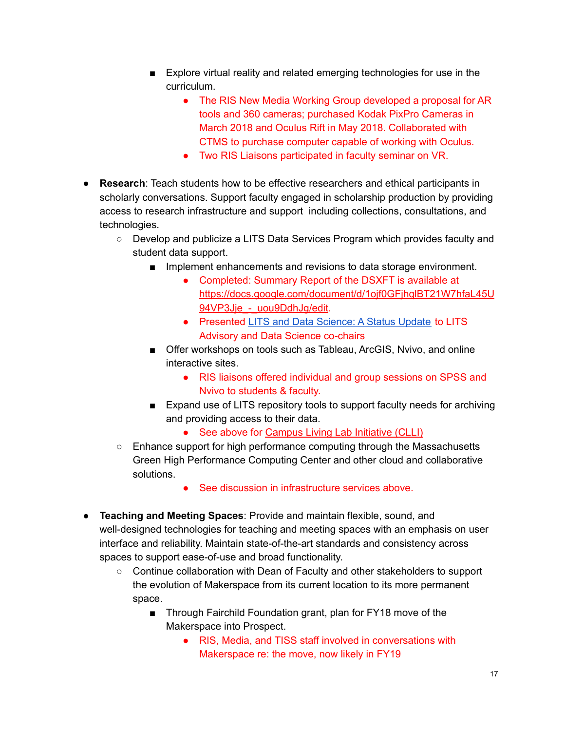- Explore virtual reality and related emerging technologies for use in the curriculum.
        - The RIS New Media Working Group developed a proposal for AR tools and 360 cameras; purchased Kodak PixPro Cameras in March 2018 and Oculus Rift in May 2018. Collaborated with CTMS to purchase computer capable of working with Oculus.
        - Two RIS Liaisons participated in faculty seminar on VR.

- **Research**: Teach students how to be effective researchers and ethical participants in scholarly conversations. Support faculty engaged in scholarship production by providing access to research infrastructure and support including collections, consultations, and technologies.
  - Develop and publicize a LITS Data Services Program which provides faculty and student data support.
    - Implement enhancements and revisions to data storage environment.
      - Completed: Summary Report of the DSXFT is available at https://docs.google.com/document/d/1ojf0GFjhqlBT21W7hfaL45U94VP3Jje_-_uou9DdhJg/edit.
      - Presented LITS and Data Science: A Status Update to LITS Advisory and Data Science co-chairs
    - Offer workshops on tools such as Tableau, ArcGIS, Nvivo, and online interactive sites.
      - RIS liaisons offered individual and group sessions on SPSS and Nvivo to students & faculty.
    - Expand use of LITS repository tools to support faculty needs for archiving and providing access to their data.
      - See above for Campus Living Lab Initiative (CLLI)
  - Enhance support for high performance computing through the Massachusetts Green High Performance Computing Center and other cloud and collaborative solutions.
      - See discussion in infrastructure services above.

- **Teaching and Meeting Spaces**: Provide and maintain flexible, sound, and well-designed technologies for teaching and meeting spaces with an emphasis on user interface and reliability. Maintain state-of-the-art standards and consistency across spaces to support ease-of-use and broad functionality.
  - Continue collaboration with Dean of Faculty and other stakeholders to support the evolution of Makerspace from its current location to its more permanent space.
    - Through Fairchild Foundation grant, plan for FY18 move of the Makerspace into Prospect.
      - RIS, Media, and TISS staff involved in conversations with Makerspace re: the move, now likely in FY19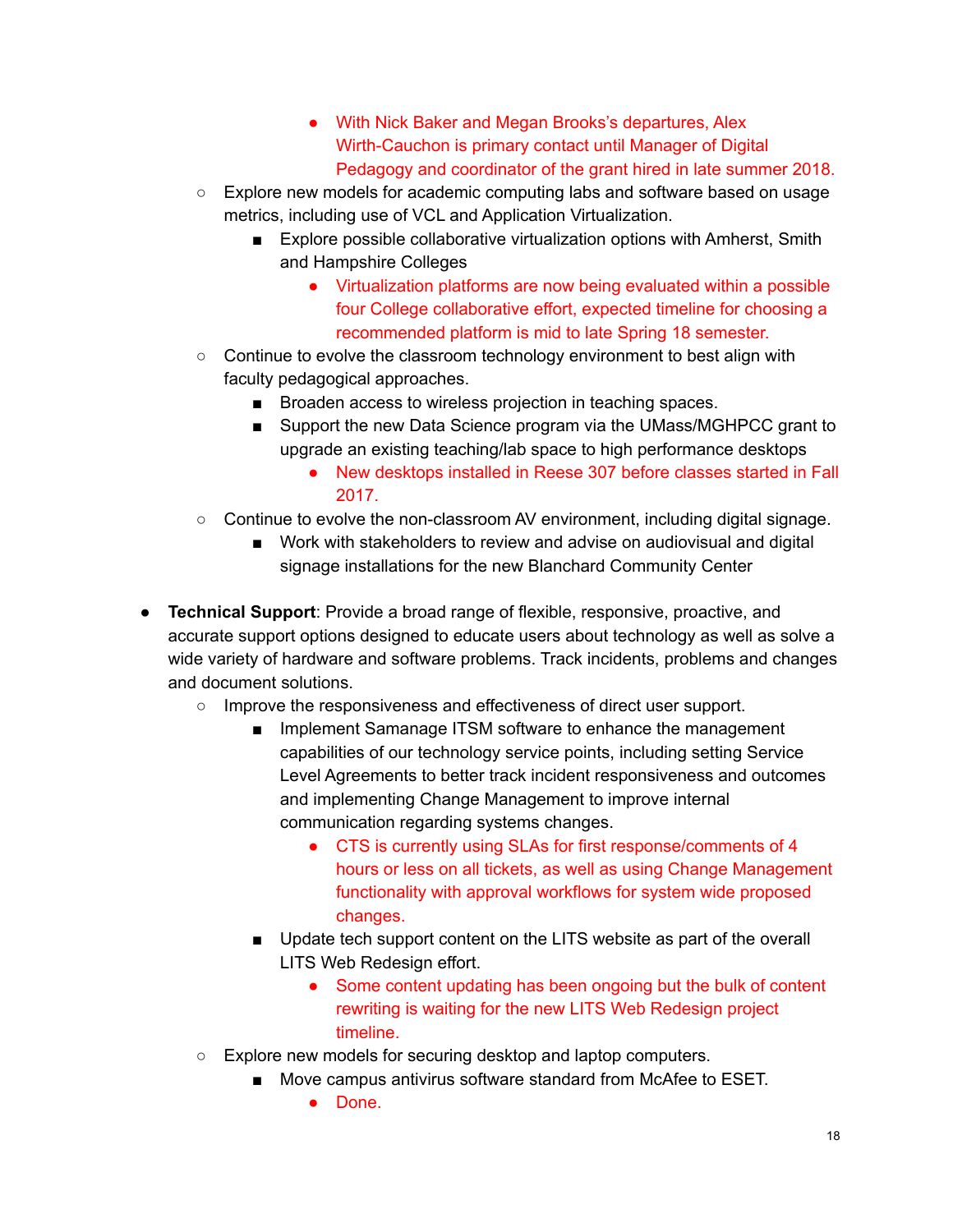- With Nick Baker and Megan Brooks's departures, Alex Wirth-Cauchon is primary contact until Manager of Digital Pedagogy and coordinator of the grant hired in late summer 2018.
    - Explore new models for academic computing labs and software based on usage metrics, including use of VCL and Application Virtualization.
        - Explore possible collaborative virtualization options with Amherst, Smith and Hampshire Colleges
            - Virtualization platforms are now being evaluated within a possible four College collaborative effort, expected timeline for choosing a recommended platform is mid to late Spring 18 semester.
    - Continue to evolve the classroom technology environment to best align with faculty pedagogical approaches.
        - Broaden access to wireless projection in teaching spaces.
        - Support the new Data Science program via the UMass/MGHPCC grant to upgrade an existing teaching/lab space to high performance desktops
            - New desktops installed in Reese 307 before classes started in Fall 2017.
    - Continue to evolve the non-classroom AV environment, including digital signage.
        - Work with stakeholders to review and advise on audiovisual and digital signage installations for the new Blanchard Community Center

- **Technical Support**: Provide a broad range of flexible, responsive, proactive, and accurate support options designed to educate users about technology as well as solve a wide variety of hardware and software problems. Track incidents, problems and changes and document solutions.
    - Improve the responsiveness and effectiveness of direct user support.
        - Implement Samanage ITSM software to enhance the management capabilities of our technology service points, including setting Service Level Agreements to better track incident responsiveness and outcomes and implementing Change Management to improve internal communication regarding systems changes.
            - CTS is currently using SLAs for first response/comments of 4 hours or less on all tickets, as well as using Change Management functionality with approval workflows for system wide proposed changes.
        - Update tech support content on the LITS website as part of the overall LITS Web Redesign effort.
            - Some content updating has been ongoing but the bulk of content rewriting is waiting for the new LITS Web Redesign project timeline.
    - Explore new models for securing desktop and laptop computers.
        - Move campus antivirus software standard from McAfee to ESET.
            - Done.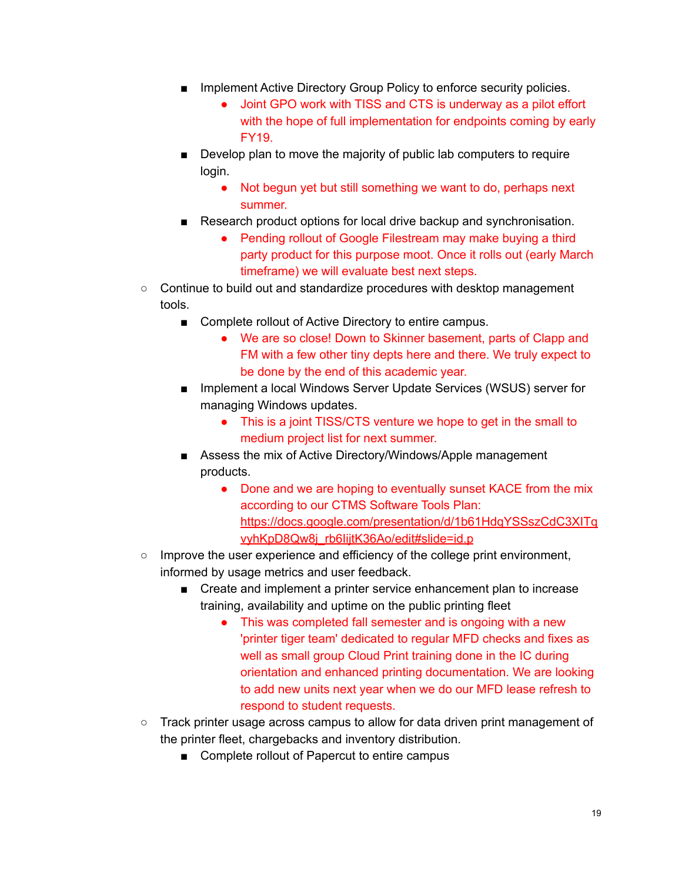- Implement Active Directory Group Policy to enforce security policies.
  - Joint GPO work with TISS and CTS is underway as a pilot effort with the hope of full implementation for endpoints coming by early FY19.
- Develop plan to move the majority of public lab computers to require login.
  - Not begun yet but still something we want to do, perhaps next summer.
- Research product options for local drive backup and synchronisation.
  - Pending rollout of Google Filestream may make buying a third party product for this purpose moot. Once it rolls out (early March timeframe) we will evaluate best next steps.

- Continue to build out and standardize procedures with desktop management tools.
  - Complete rollout of Active Directory to entire campus.
    - We are so close! Down to Skinner basement, parts of Clapp and FM with a few other tiny depts here and there. We truly expect to be done by the end of this academic year.
  - Implement a local Windows Server Update Services (WSUS) server for managing Windows updates.
    - This is a joint TISS/CTS venture we hope to get in the small to medium project list for next summer.
  - Assess the mix of Active Directory/Windows/Apple management products.
    - Done and we are hoping to eventually sunset KACE from the mix according to our CTMS Software Tools Plan: https://docs.google.com/presentation/d/1b61HdqYSSszCdC3XITqvyhKpD8Qw8j_rb6IijtK36Ao/edit#slide=id.p
- Improve the user experience and efficiency of the college print environment, informed by usage metrics and user feedback.
  - Create and implement a printer service enhancement plan to increase training, availability and uptime on the public printing fleet
    - This was completed fall semester and is ongoing with a new 'printer tiger team' dedicated to regular MFD checks and fixes as well as small group Cloud Print training done in the IC during orientation and enhanced printing documentation. We are looking to add new units next year when we do our MFD lease refresh to respond to student requests.
- Track printer usage across campus to allow for data driven print management of the printer fleet, chargebacks and inventory distribution.
  - Complete rollout of Papercut to entire campus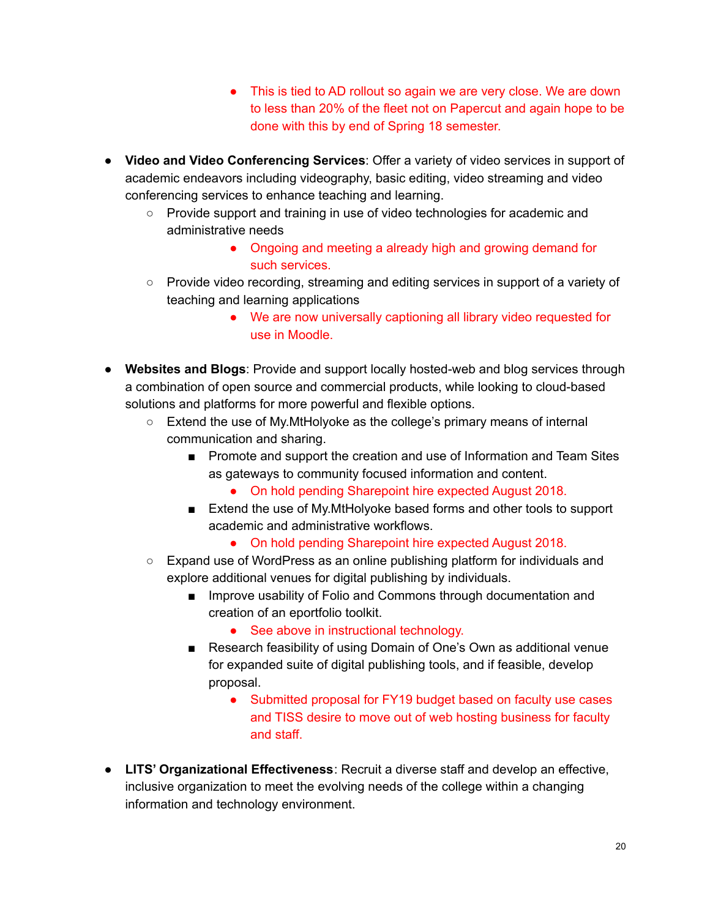- This is tied to AD rollout so again we are very close. We are down to less than 20% of the fleet not on Papercut and again hope to be done with this by end of Spring 18 semester.

- **Video and Video Conferencing Services**: Offer a variety of video services in support of academic endeavors including videography, basic editing, video streaming and video conferencing services to enhance teaching and learning.
    - Provide support and training in use of video technologies for academic and administrative needs
            - Ongoing and meeting a already high and growing demand for such services.
    - Provide video recording, streaming and editing services in support of a variety of teaching and learning applications
            - We are now universally captioning all library video requested for use in Moodle.

- **Websites and Blogs**: Provide and support locally hosted-web and blog services through a combination of open source and commercial products, while looking to cloud-based solutions and platforms for more powerful and flexible options.
    - Extend the use of My.MtHolyoke as the college's primary means of internal communication and sharing.
        - Promote and support the creation and use of Information and Team Sites as gateways to community focused information and content.
            - On hold pending Sharepoint hire expected August 2018.
        - Extend the use of My.MtHolyoke based forms and other tools to support academic and administrative workflows.
            - On hold pending Sharepoint hire expected August 2018.
    - Expand use of WordPress as an online publishing platform for individuals and explore additional venues for digital publishing by individuals.
        - Improve usability of Folio and Commons through documentation and creation of an eportfolio toolkit.
            - See above in instructional technology.
        - Research feasibility of using Domain of One's Own as additional venue for expanded suite of digital publishing tools, and if feasible, develop proposal.
            - Submitted proposal for FY19 budget based on faculty use cases and TISS desire to move out of web hosting business for faculty and staff.

- **LITS' Organizational Effectiveness**: Recruit a diverse staff and develop an effective, inclusive organization to meet the evolving needs of the college within a changing information and technology environment.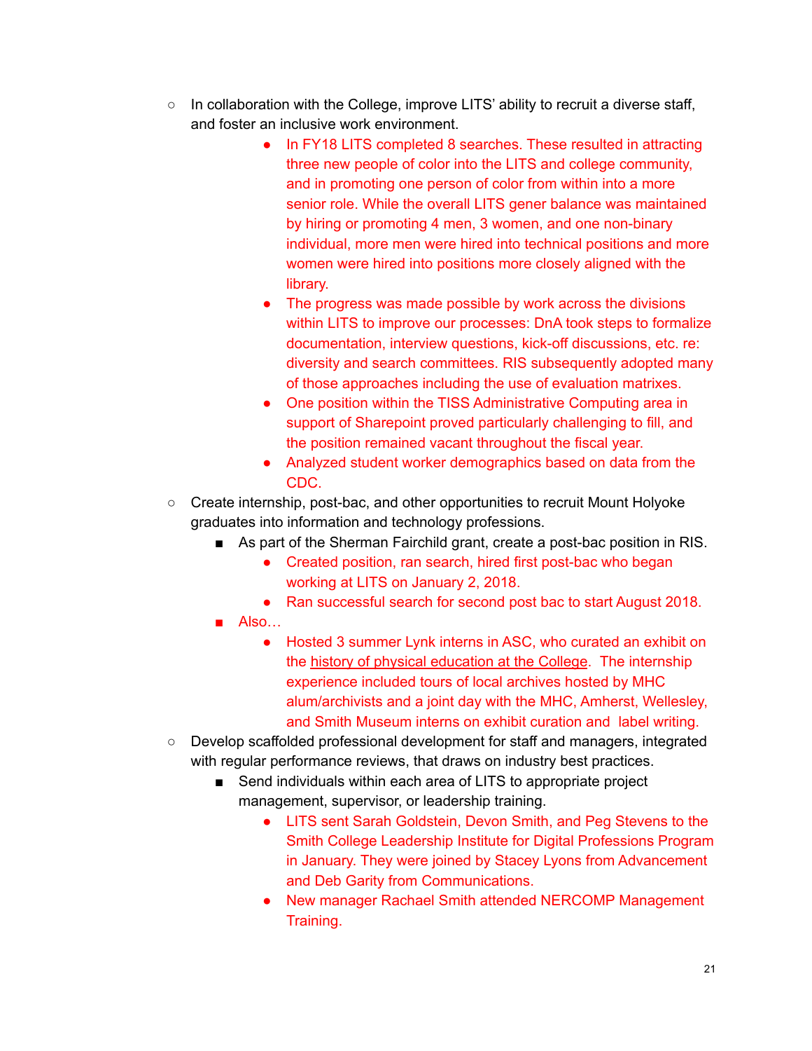- In collaboration with the College, improve LITS' ability to recruit a diverse staff, and foster an inclusive work environment.
        - In FY18 LITS completed 8 searches. These resulted in attracting three new people of color into the LITS and college community, and in promoting one person of color from within into a more senior role. While the overall LITS gener balance was maintained by hiring or promoting 4 men, 3 women, and one non-binary individual, more men were hired into technical positions and more women were hired into positions more closely aligned with the library.
        - The progress was made possible by work across the divisions within LITS to improve our processes: DnA took steps to formalize documentation, interview questions, kick-off discussions, etc. re: diversity and search committees. RIS subsequently adopted many of those approaches including the use of evaluation matrixes.
        - One position within the TISS Administrative Computing area in support of Sharepoint proved particularly challenging to fill, and the position remained vacant throughout the fiscal year.
        - Analyzed student worker demographics based on data from the CDC.
- Create internship, post-bac, and other opportunities to recruit Mount Holyoke graduates into information and technology professions.
    - As part of the Sherman Fairchild grant, create a post-bac position in RIS.
        - Created position, ran search, hired first post-bac who began working at LITS on January 2, 2018.
        - Ran successful search for second post bac to start August 2018.
    - Also…
        - Hosted 3 summer Lynk interns in ASC, who curated an exhibit on the history of physical education at the College. The internship experience included tours of local archives hosted by MHC alum/archivists and a joint day with the MHC, Amherst, Wellesley, and Smith Museum interns on exhibit curation and label writing.
- Develop scaffolded professional development for staff and managers, integrated with regular performance reviews, that draws on industry best practices.
    - Send individuals within each area of LITS to appropriate project management, supervisor, or leadership training.
        - LITS sent Sarah Goldstein, Devon Smith, and Peg Stevens to the Smith College Leadership Institute for Digital Professions Program in January. They were joined by Stacey Lyons from Advancement and Deb Garity from Communications.
        - New manager Rachael Smith attended NERCOMP Management Training.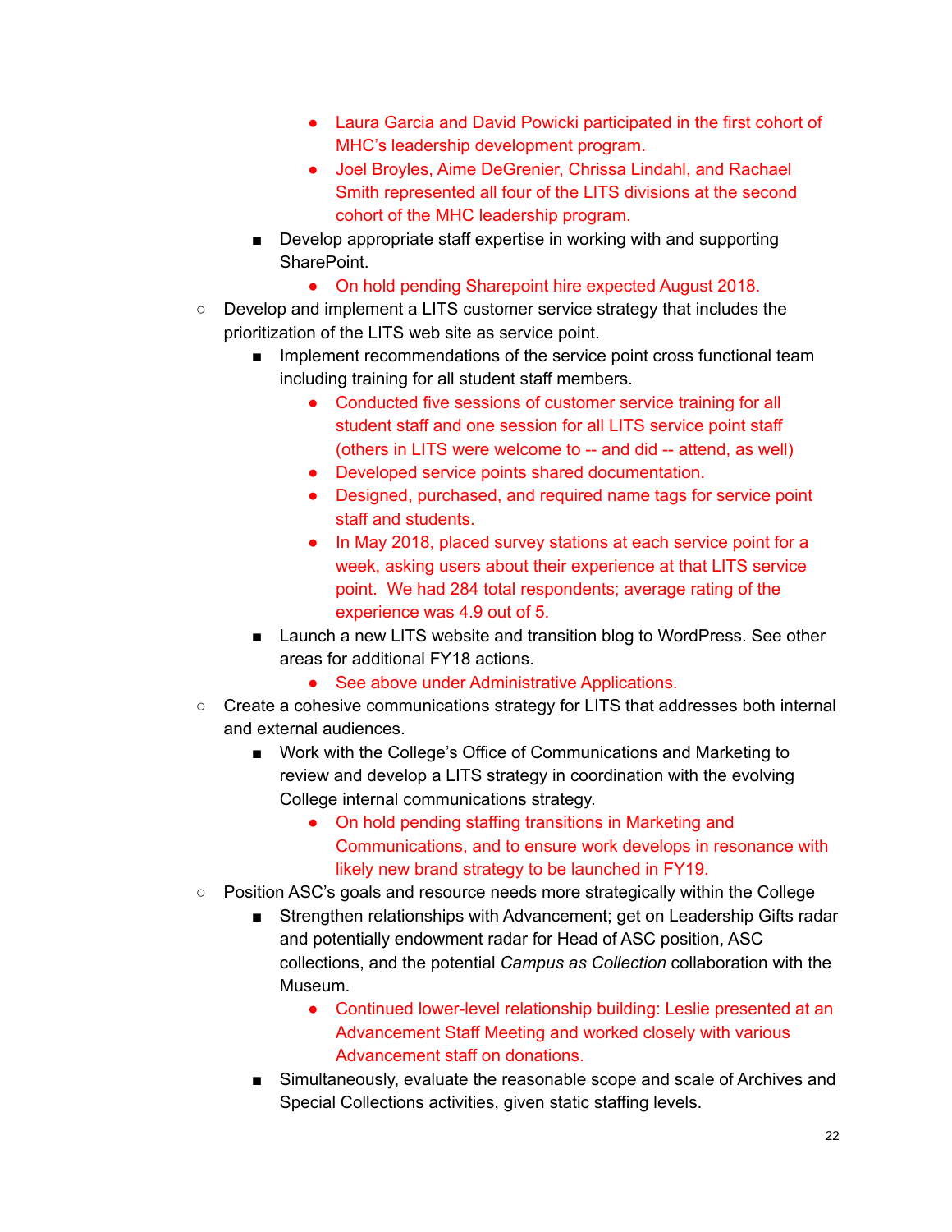- Laura Garcia and David Powicki participated in the first cohort of MHC's leadership development program.
        - Joel Broyles, Aime DeGrenier, Chrissa Lindahl, and Rachael Smith represented all four of the LITS divisions at the second cohort of the MHC leadership program.
    - Develop appropriate staff expertise in working with and supporting SharePoint.
        - On hold pending Sharepoint hire expected August 2018.
- Develop and implement a LITS customer service strategy that includes the prioritization of the LITS web site as service point.
    - Implement recommendations of the service point cross functional team including training for all student staff members.
        - Conducted five sessions of customer service training for all student staff and one session for all LITS service point staff (others in LITS were welcome to -- and did -- attend, as well)
        - Developed service points shared documentation.
        - Designed, purchased, and required name tags for service point staff and students.
        - In May 2018, placed survey stations at each service point for a week, asking users about their experience at that LITS service point. We had 284 total respondents; average rating of the experience was 4.9 out of 5.
    - Launch a new LITS website and transition blog to WordPress. See other areas for additional FY18 actions.
        - See above under Administrative Applications.
- Create a cohesive communications strategy for LITS that addresses both internal and external audiences.
    - Work with the College's Office of Communications and Marketing to review and develop a LITS strategy in coordination with the evolving College internal communications strategy.
        - On hold pending staffing transitions in Marketing and Communications, and to ensure work develops in resonance with likely new brand strategy to be launched in FY19.
- Position ASC's goals and resource needs more strategically within the College
    - Strengthen relationships with Advancement; get on Leadership Gifts radar and potentially endowment radar for Head of ASC position, ASC collections, and the potential *Campus as Collection* collaboration with the Museum.
        - Continued lower-level relationship building: Leslie presented at an Advancement Staff Meeting and worked closely with various Advancement staff on donations.
    - Simultaneously, evaluate the reasonable scope and scale of Archives and Special Collections activities, given static staffing levels.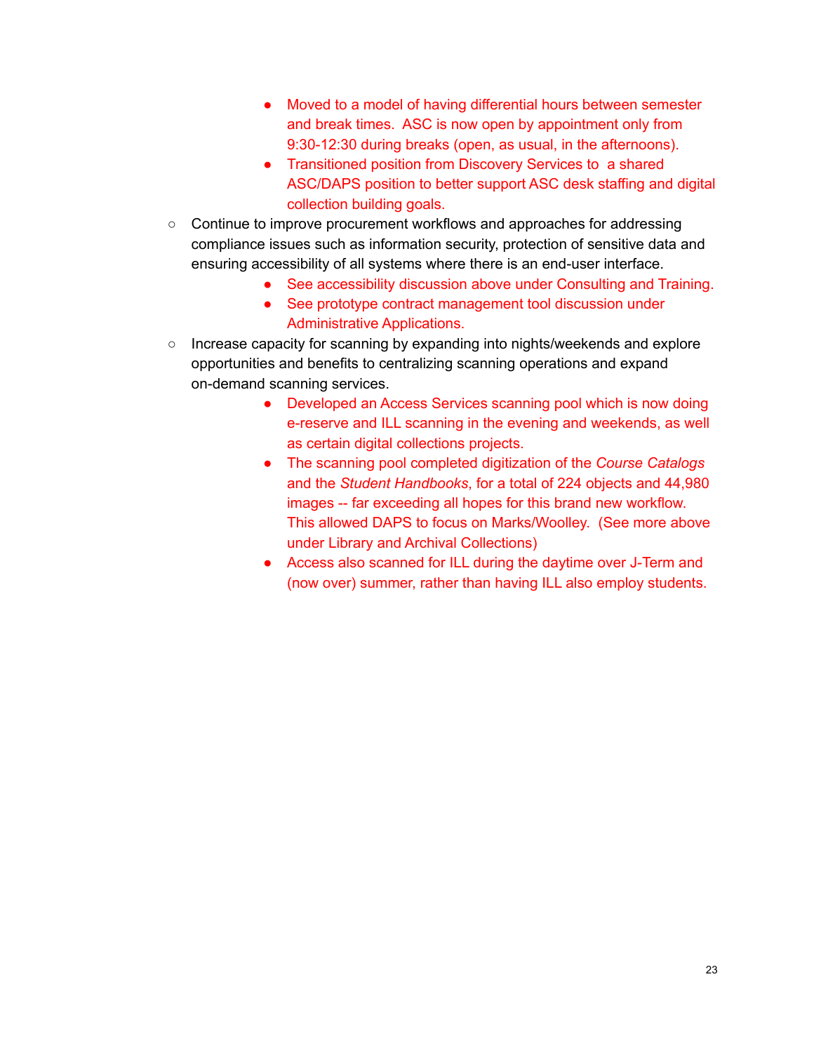- Moved to a model of having differential hours between semester and break times.  ASC is now open by appointment only from 9:30-12:30 during breaks (open, as usual, in the afternoons).
        - Transitioned position from Discovery Services to  a shared ASC/DAPS position to better support ASC desk staffing and digital collection building goals.
    - Continue to improve procurement workflows and approaches for addressing compliance issues such as information security, protection of sensitive data and ensuring accessibility of all systems where there is an end-user interface.
        - See accessibility discussion above under Consulting and Training.
        - See prototype contract management tool discussion under Administrative Applications.
    - Increase capacity for scanning by expanding into nights/weekends and explore opportunities and benefits to centralizing scanning operations and expand on-demand scanning services.
        - Developed an Access Services scanning pool which is now doing e-reserve and ILL scanning in the evening and weekends, as well as certain digital collections projects.
        - The scanning pool completed digitization of the *Course Catalogs* and the *Student Handbooks*, for a total of 224 objects and 44,980 images -- far exceeding all hopes for this brand new workflow. This allowed DAPS to focus on Marks/Woolley.  (See more above under Library and Archival Collections)
        - Access also scanned for ILL during the daytime over J-Term and (now over) summer, rather than having ILL also employ students.